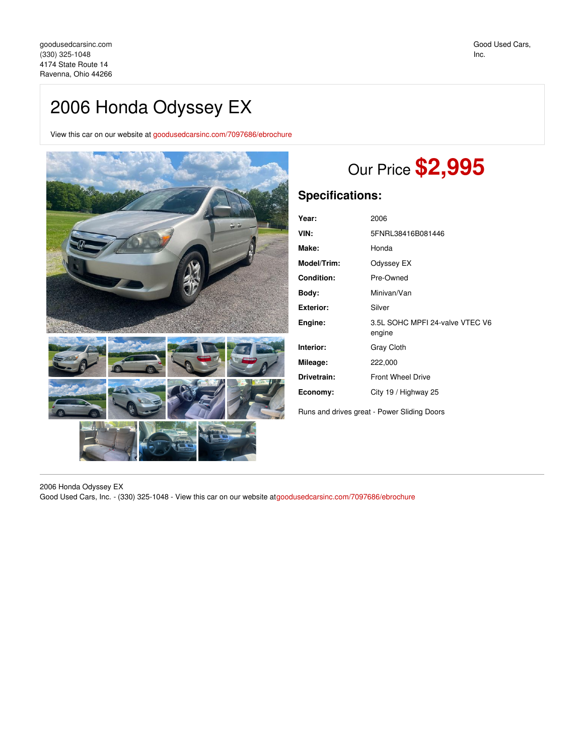goodusedcarsinc.com
(330) 325-1048
4174 State Route 14
Ravenna, Ohio 44266

Good Used Cars, Inc.

# 2006 Honda Odyssey EX

View this car on our website at goodusedcarsinc.com/7097686/ebrochure

Our Price **$2,995**

## Specifications:

| | |
|---|---|
| **Year:** | 2006 |
| **VIN:** | 5FNRL38416B081446 |
| **Make:** | Honda |
| **Model/Trim:** | Odyssey EX |
| **Condition:** | Pre-Owned |
| **Body:** | Minivan/Van |
| **Exterior:** | Silver |
| **Engine:** | 3.5L SOHC MPFI 24-valve VTEC V6 engine |
| **Interior:** | Gray Cloth |
| **Mileage:** | 222,000 |
| **Drivetrain:** | Front Wheel Drive |
| **Economy:** | City 19 / Highway 25 |

Runs and drives great - Power Sliding Doors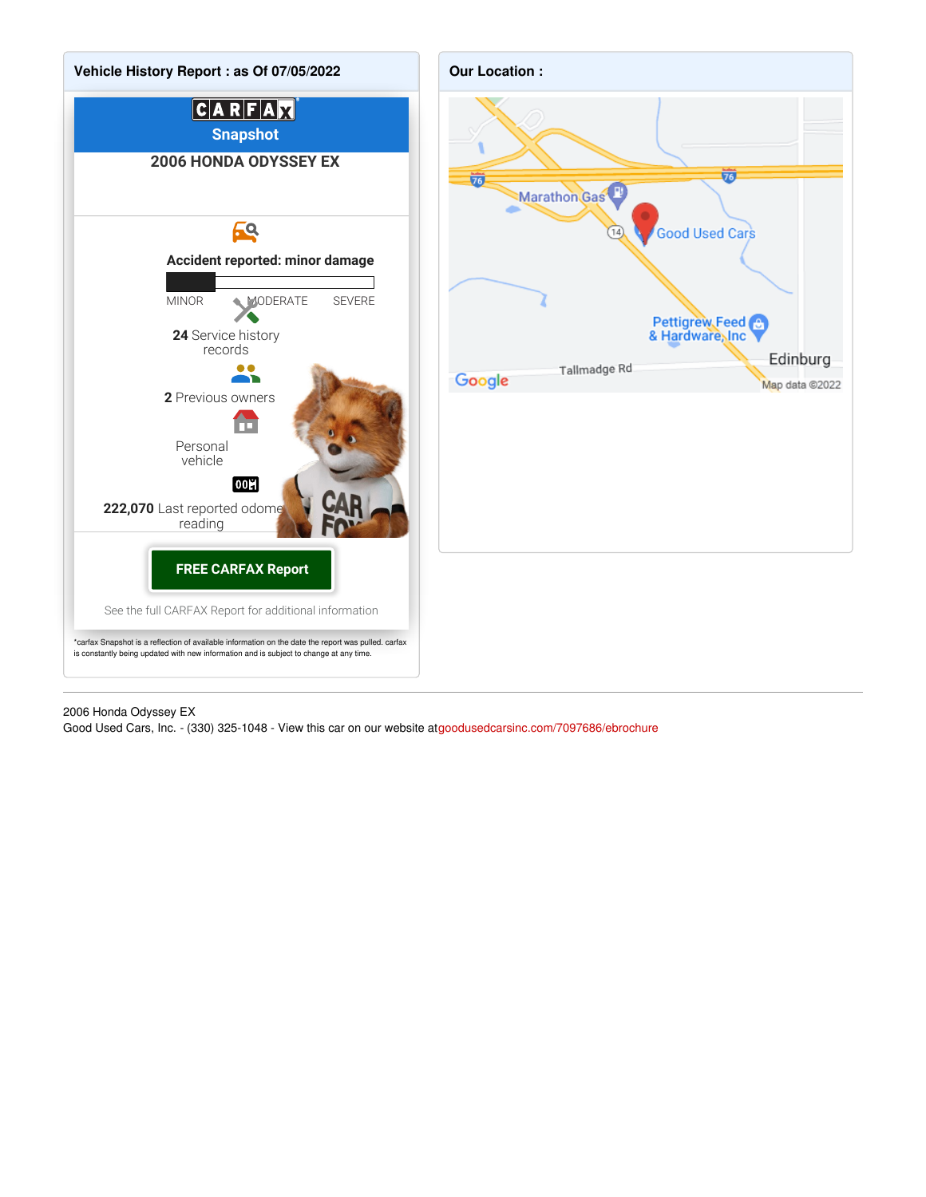## Vehicle History Report : as Of 07/05/2022

**CARFAX Snapshot**

**2006 HONDA ODYSSEY EX**

**Accident reported: minor damage**

MINOR MODERATE SEVERE

**24** Service history records

**2** Previous owners

Personal vehicle

**222,070** Last reported odometer reading

**FREE CARFAX Report**

See the full CARFAX Report for additional information

*carfax Snapshot is a reflection of available information on the date the report was pulled. carfax is constantly being updated with new information and is subject to change at any time.

## Our Location :

Marathon Gas

Good Used Cars

Pettigrew Feed & Hardware, Inc

Tallmadge Rd

Edinburg

Map data ©2022

---

2006 Honda Odyssey EX
Good Used Cars, Inc. - (330) 325-1048 - View this car on our website atgoodusedcarsinc.com/7097686/ebrochure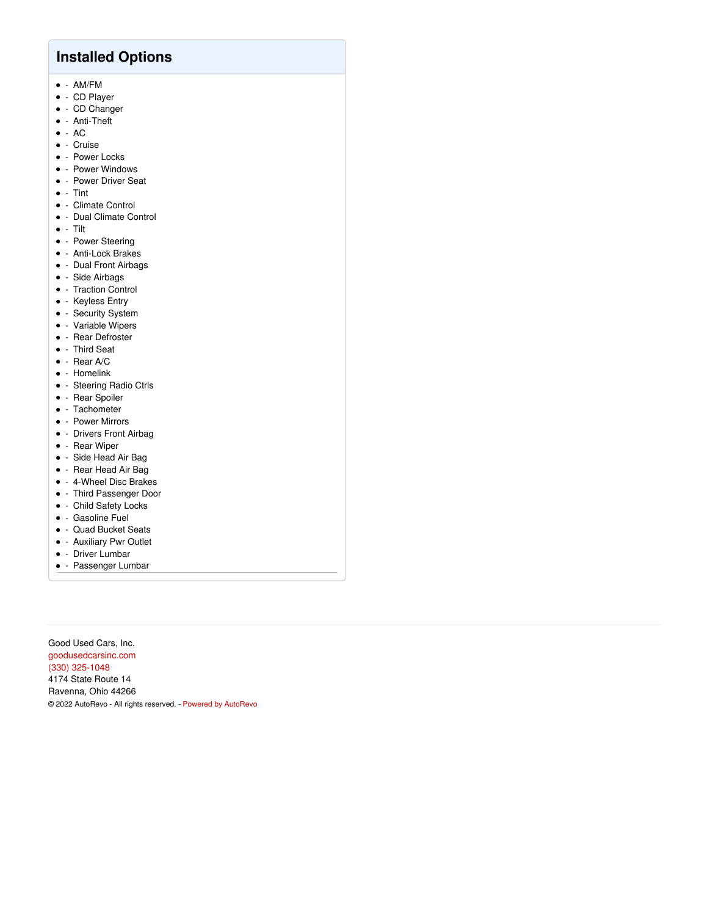## Installed Options

- - AM/FM
- - CD Player
- - CD Changer
- - Anti-Theft
- - AC
- - Cruise
- - Power Locks
- - Power Windows
- - Power Driver Seat
- - Tint
- - Climate Control
- - Dual Climate Control
- - Tilt
- - Power Steering
- - Anti-Lock Brakes
- - Dual Front Airbags
- - Side Airbags
- - Traction Control
- - Keyless Entry
- - Security System
- - Variable Wipers
- - Rear Defroster
- - Third Seat
- - Rear A/C
- - Homelink
- - Steering Radio Ctrls
- - Rear Spoiler
- - Tachometer
- - Power Mirrors
- - Drivers Front Airbag
- - Rear Wiper
- - Side Head Air Bag
- - Rear Head Air Bag
- - 4-Wheel Disc Brakes
- - Third Passenger Door
- - Child Safety Locks
- - Gasoline Fuel
- - Quad Bucket Seats
- - Auxiliary Pwr Outlet
- - Driver Lumbar
- - Passenger Lumbar

---

Good Used Cars, Inc.
goodusedcarsinc.com
(330) 325-1048
4174 State Route 14
Ravenna, Ohio 44266
© 2022 AutoRevo - All rights reserved. - Powered by AutoRevo